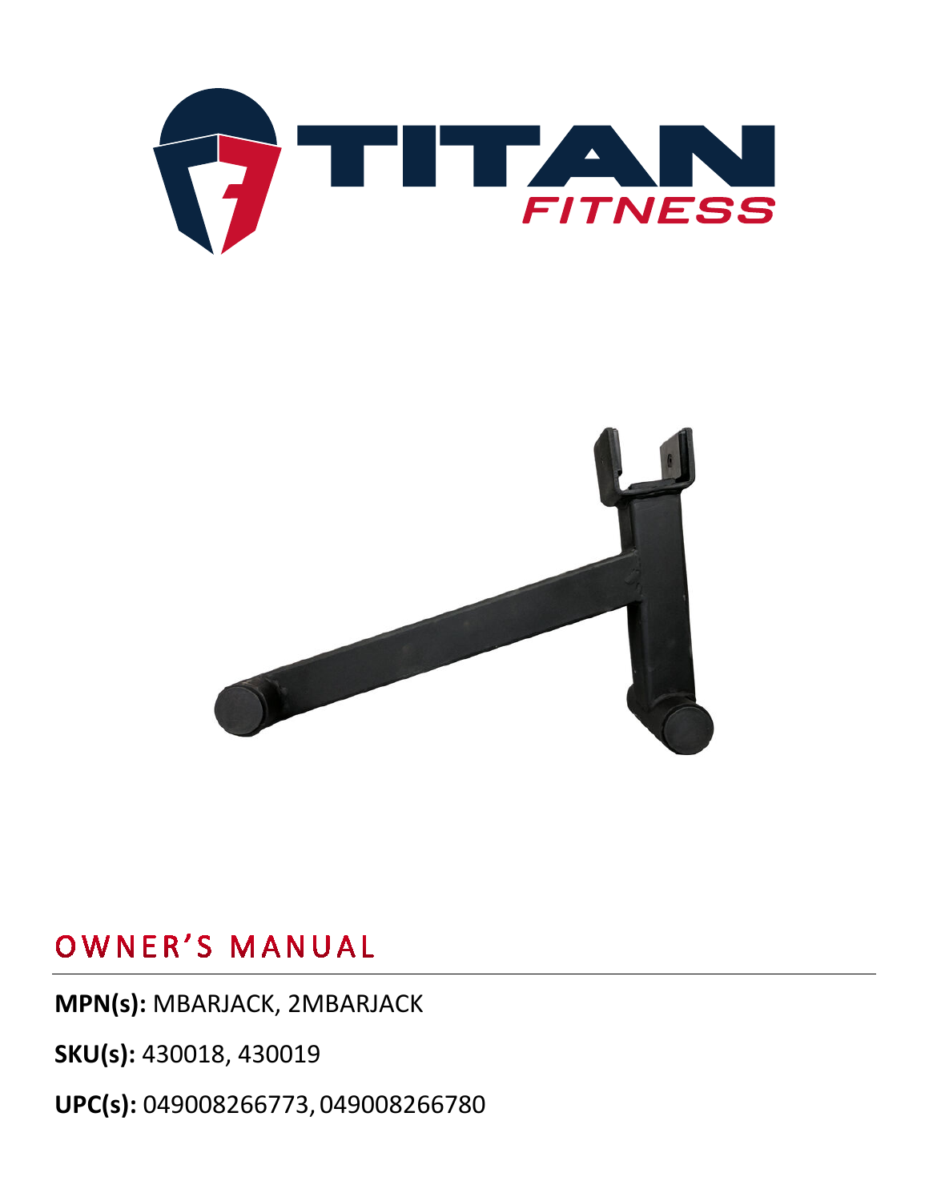# OWNER'S MANUAL

**MPN(s):** MBARJACK, 2MBARJACK

**SKU(s):** 430018, 430019

**UPC(s):** 049008266773, 049008266780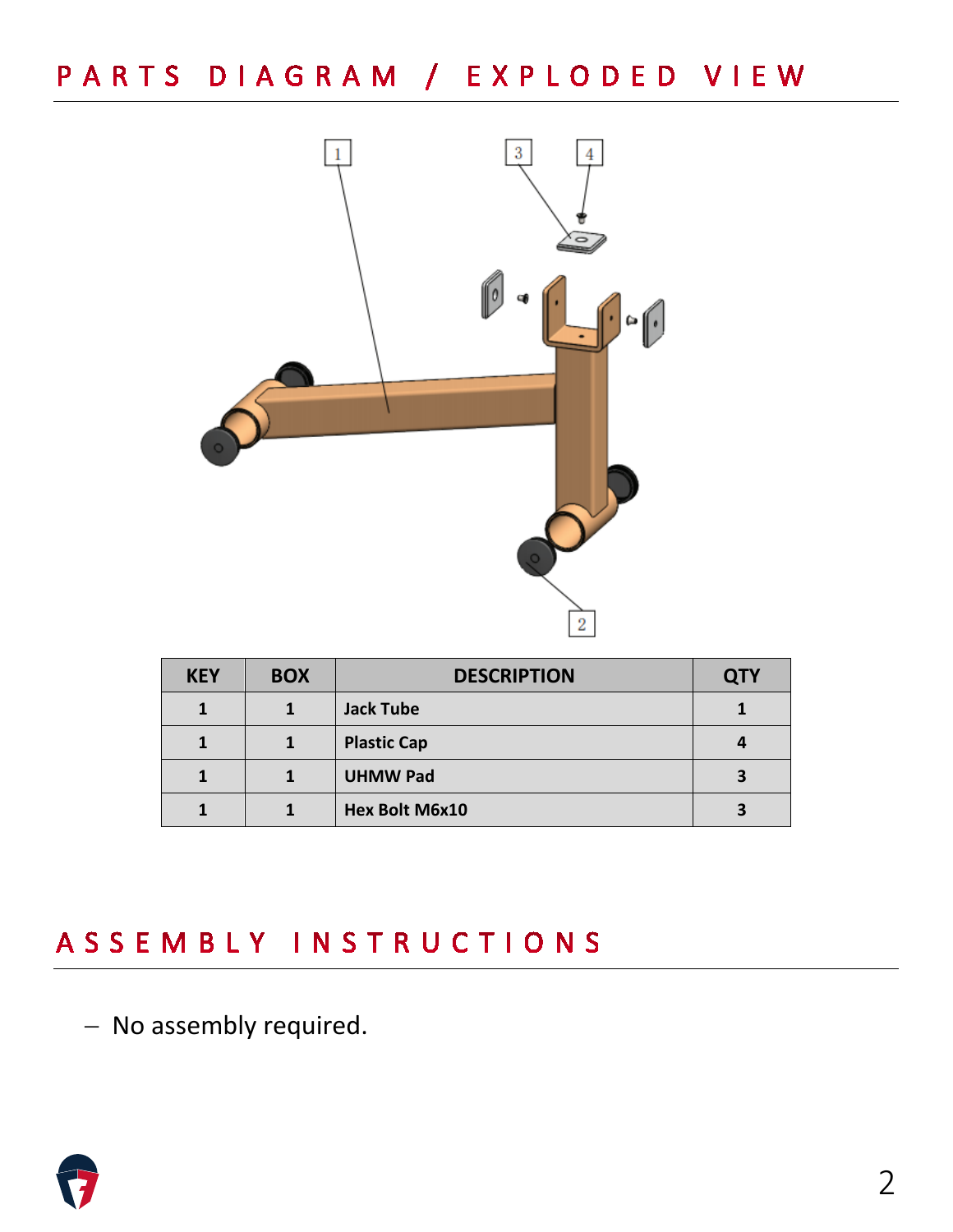# PARTS DIAGRAM / EXPLODED VIEW

| KEY | BOX | DESCRIPTION | QTY |
|---|---|---|---|
| 1 | 1 | Jack Tube | 1 |
| 1 | 1 | Plastic Cap | 4 |
| 1 | 1 | UHMW Pad | 3 |
| 1 | 1 | Hex Bolt M6x10 | 3 |

# ASSEMBLY INSTRUCTIONS

- No assembly required.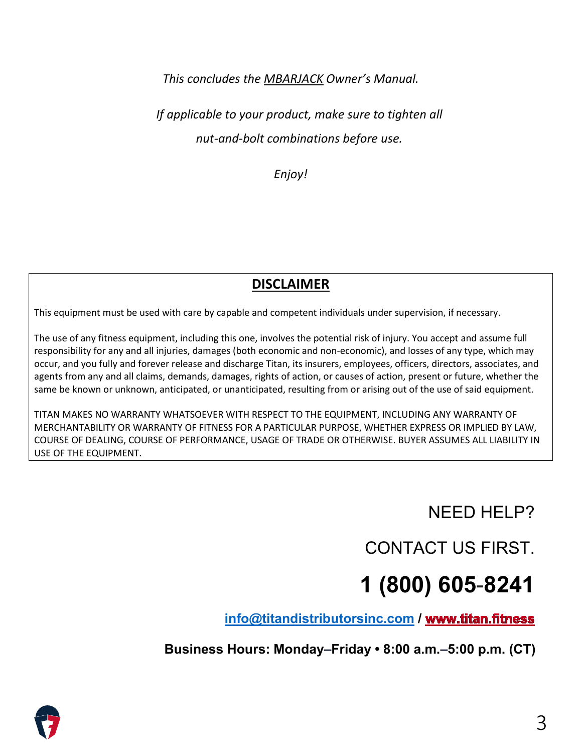*This concludes the MBARJACK Owner's Manual.*

*If applicable to your product, make sure to tighten all nut-and-bolt combinations before use.*

*Enjoy!*

## DISCLAIMER

This equipment must be used with care by capable and competent individuals under supervision, if necessary.

The use of any fitness equipment, including this one, involves the potential risk of injury. You accept and assume full responsibility for any and all injuries, damages (both economic and non-economic), and losses of any type, which may occur, and you fully and forever release and discharge Titan, its insurers, employees, officers, directors, associates, and agents from any and all claims, demands, damages, rights of action, or causes of action, present or future, whether the same be known or unknown, anticipated, or unanticipated, resulting from or arising out of the use of said equipment.

TITAN MAKES NO WARRANTY WHATSOEVER WITH RESPECT TO THE EQUIPMENT, INCLUDING ANY WARRANTY OF MERCHANTABILITY OR WARRANTY OF FITNESS FOR A PARTICULAR PURPOSE, WHETHER EXPRESS OR IMPLIED BY LAW, COURSE OF DEALING, COURSE OF PERFORMANCE, USAGE OF TRADE OR OTHERWISE. BUYER ASSUMES ALL LIABILITY IN USE OF THE EQUIPMENT.

NEED HELP?

CONTACT US FIRST.

**1 (800) 605-8241**

**info@titandistributorsinc.com / www.titan.fitness**

**Business Hours: Monday–Friday • 8:00 a.m.–5:00 p.m. (CT)**